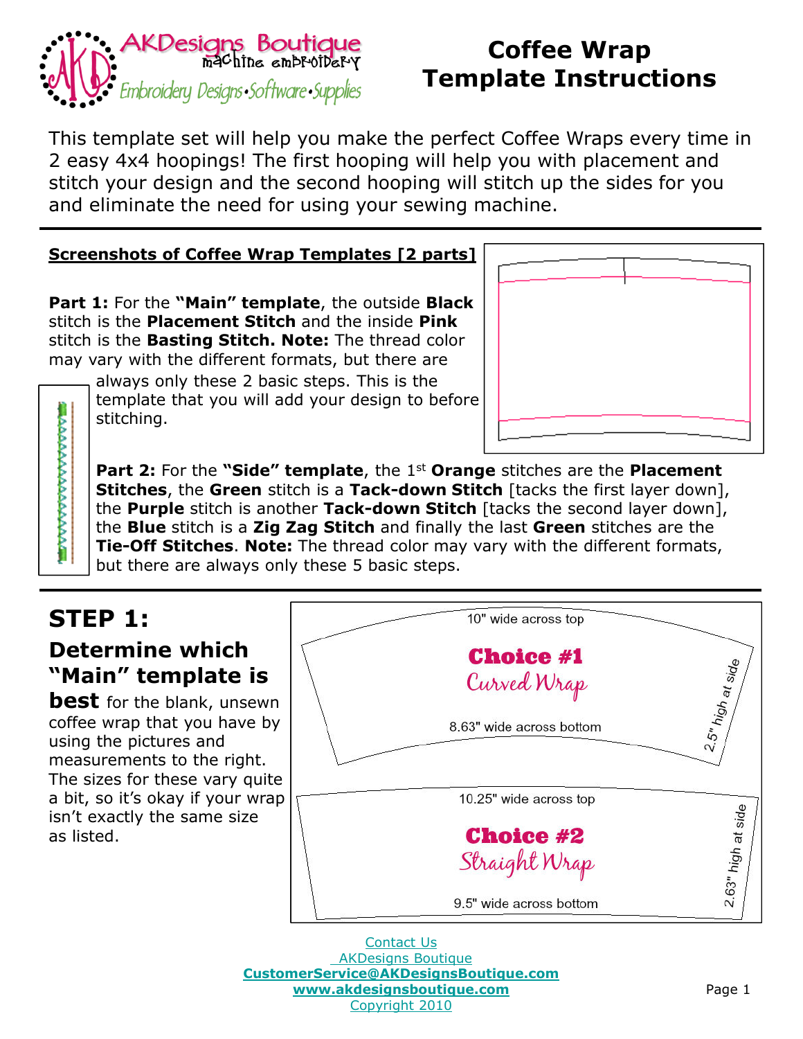AKDesigns Boutique
machine embroidery
Embroidery Designs • Software • Supplies

# Coffee Wrap Template Instructions

This template set will help you make the perfect Coffee Wraps every time in 2 easy 4x4 hoopings! The first hooping will help you with placement and stitch your design and the second hooping will stitch up the sides for you and eliminate the need for using your sewing machine.

## Screenshots of Coffee Wrap Templates [2 parts]

**Part 1:** For the **"Main" template**, the outside **Black** stitch is the **Placement Stitch** and the inside **Pink** stitch is the **Basting Stitch. Note:** The thread color may vary with the different formats, but there are always only these 2 basic steps. This is the template that you will add your design to before stitching.

**Part 2:** For the **"Side" template**, the 1st **Orange** stitches are the **Placement Stitches**, the **Green** stitch is a **Tack-down Stitch** [tacks the first layer down], the **Purple** stitch is another **Tack-down Stitch** [tacks the second layer down], the **Blue** stitch is a **Zig Zag Stitch** and finally the last **Green** stitches are the **Tie-Off Stitches**. **Note:** The thread color may vary with the different formats, but there are always only these 5 basic steps.

## STEP 1:

### Determine which "Main" template is best

for the blank, unsewn coffee wrap that you have by using the pictures and measurements to the right. The sizes for these vary quite a bit, so it's okay if your wrap isn't exactly the same size as listed.

**Choice #1** Curved Wrap
- 10" wide across top
- 8.63" wide across bottom
- 2.5" high at side

**Choice #2** Straight Wrap
- 10.25" wide across top
- 9.5" wide across bottom
- 2.63" high at side

Contact Us
AKDesigns Boutique
**CustomerService@AKDesignsBoutique.com**
**www.akdesignsboutique.com**
Copyright 2010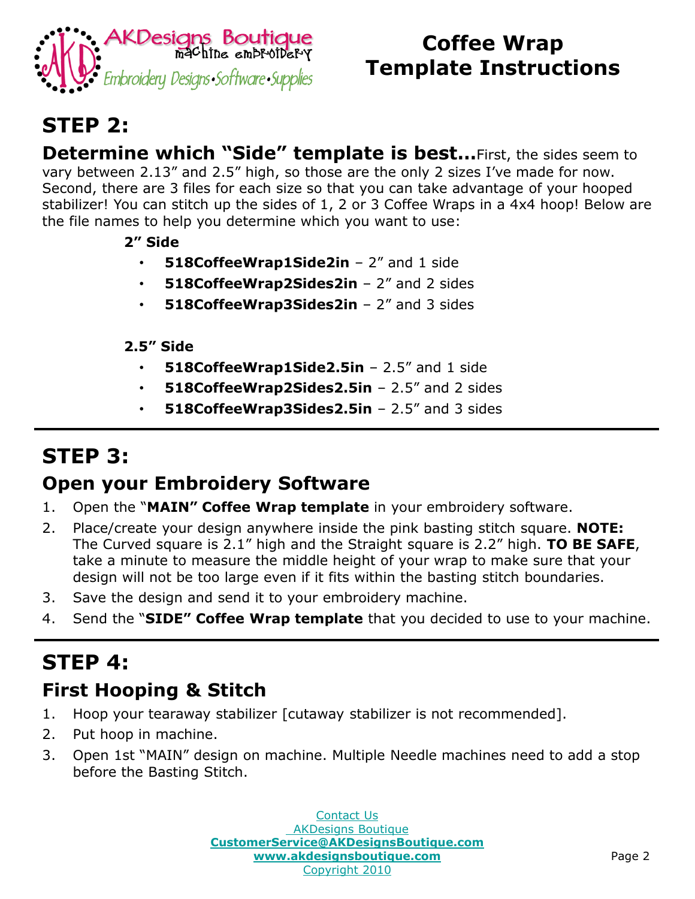# Coffee Wrap Template Instructions

## STEP 2:

**Determine which "Side" template is best...** First, the sides seem to vary between 2.13" and 2.5" high, so those are the only 2 sizes I've made for now. Second, there are 3 files for each size so that you can take advantage of your hooped stabilizer! You can stitch up the sides of 1, 2 or 3 Coffee Wraps in a 4x4 hoop! Below are the file names to help you determine which you want to use:

**2" Side**

- **518CoffeeWrap1Side2in** – 2" and 1 side
- **518CoffeeWrap2Sides2in** – 2" and 2 sides
- **518CoffeeWrap3Sides2in** – 2" and 3 sides

**2.5" Side**

- **518CoffeeWrap1Side2.5in** – 2.5" and 1 side
- **518CoffeeWrap2Sides2.5in** – 2.5" and 2 sides
- **518CoffeeWrap3Sides2.5in** – 2.5" and 3 sides

---

## STEP 3:

### Open your Embroidery Software

1. Open the "**MAIN" Coffee Wrap template** in your embroidery software.
2. Place/create your design anywhere inside the pink basting stitch square. **NOTE:** The Curved square is 2.1" high and the Straight square is 2.2" high. **TO BE SAFE**, take a minute to measure the middle height of your wrap to make sure that your design will not be too large even if it fits within the basting stitch boundaries.
3. Save the design and send it to your embroidery machine.
4. Send the "**SIDE" Coffee Wrap template** that you decided to use to your machine.

---

## STEP 4:

### First Hooping & Stitch

1. Hoop your tearaway stabilizer [cutaway stabilizer is not recommended].
2. Put hoop in machine.
3. Open 1st "MAIN" design on machine. Multiple Needle machines need to add a stop before the Basting Stitch.

Contact Us
AKDesigns Boutique
**CustomerService@AKDesignsBoutique.com**
**www.akdesignsboutique.com**
Copyright 2010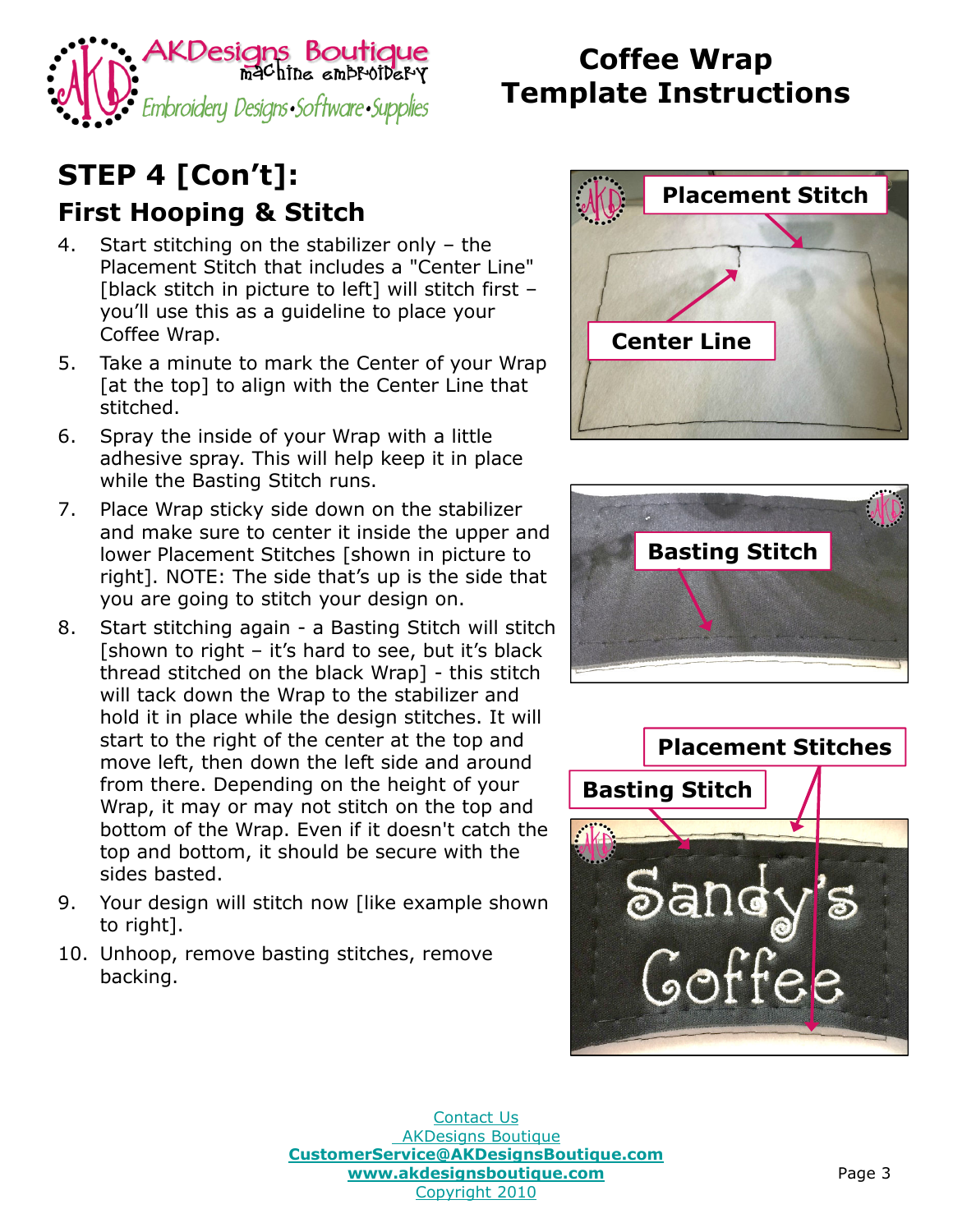# Coffee Wrap Template Instructions

## STEP 4 [Con't]:

### First Hooping & Stitch

4. Start stitching on the stabilizer only – the Placement Stitch that includes a "Center Line" [black stitch in picture to left] will stitch first – you'll use this as a guideline to place your Coffee Wrap.
5. Take a minute to mark the Center of your Wrap [at the top] to align with the Center Line that stitched.
6. Spray the inside of your Wrap with a little adhesive spray. This will help keep it in place while the Basting Stitch runs.
7. Place Wrap sticky side down on the stabilizer and make sure to center it inside the upper and lower Placement Stitches [shown in picture to right]. NOTE: The side that's up is the side that you are going to stitch your design on.
8. Start stitching again - a Basting Stitch will stitch [shown to right – it's hard to see, but it's black thread stitched on the black Wrap] - this stitch will tack down the Wrap to the stabilizer and hold it in place while the design stitches. It will start to the right of the center at the top and move left, then down the left side and around from there. Depending on the height of your Wrap, it may or may not stitch on the top and bottom of the Wrap. Even if it doesn't catch the top and bottom, it should be secure with the sides basted.
9. Your design will stitch now [like example shown to right].
10. Unhoop, remove basting stitches, remove backing.

Contact Us
AKDesigns Boutique
**CustomerService@AKDesignsBoutique.com**
**www.akdesignsboutique.com**
Copyright 2010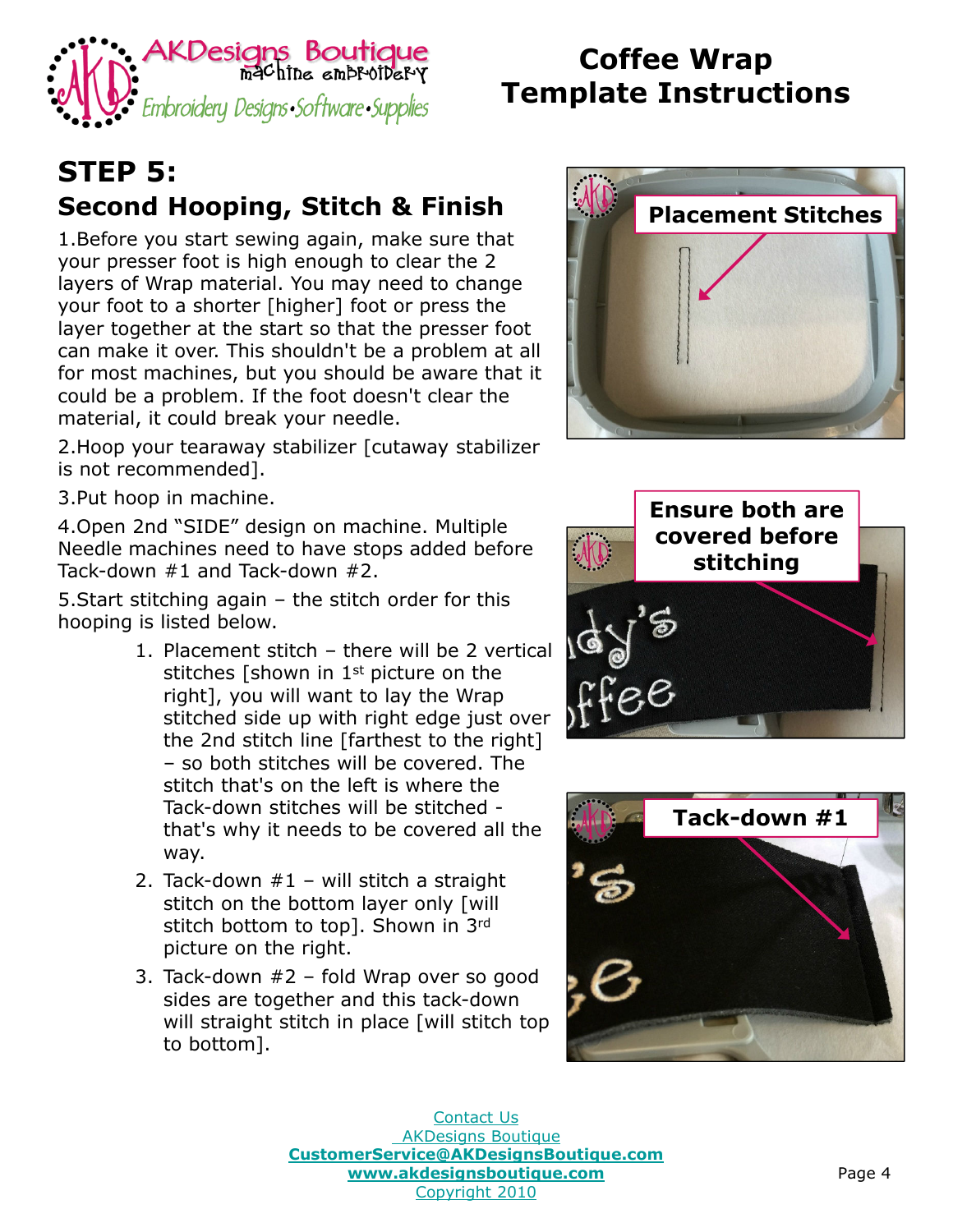## STEP 5:

### Second Hooping, Stitch & Finish

1. Before you start sewing again, make sure that your presser foot is high enough to clear the 2 layers of Wrap material. You may need to change your foot to a shorter [higher] foot or press the layer together at the start so that the presser foot can make it over. This shouldn't be a problem at all for most machines, but you should be aware that it could be a problem. If the foot doesn't clear the material, it could break your needle.
2. Hoop your tearaway stabilizer [cutaway stabilizer is not recommended].
3. Put hoop in machine.
4. Open 2nd "SIDE" design on machine. Multiple Needle machines need to have stops added before Tack-down #1 and Tack-down #2.
5. Start stitching again – the stitch order for this hooping is listed below.
    1. Placement stitch – there will be 2 vertical stitches [shown in 1st picture on the right], you will want to lay the Wrap stitched side up with right edge just over the 2nd stitch line [farthest to the right] – so both stitches will be covered. The stitch that's on the left is where the Tack-down stitches will be stitched - that's why it needs to be covered all the way.
    2. Tack-down #1 – will stitch a straight stitch on the bottom layer only [will stitch bottom to top]. Shown in 3rd picture on the right.
    3. Tack-down #2 – fold Wrap over so good sides are together and this tack-down will straight stitch in place [will stitch top to bottom].

**Placement Stitches**

**Ensure both are covered before stitching**

**Tack-down #1**

Contact Us
AKDesigns Boutique
**CustomerService@AKDesignsBoutique.com**
**www.akdesignsboutique.com**
Copyright 2010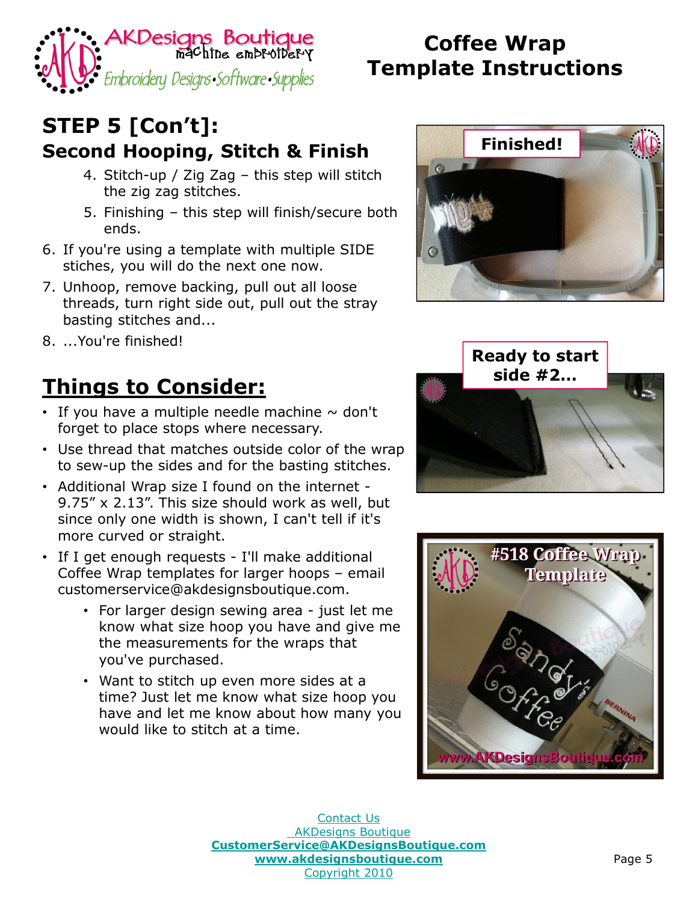## STEP 5 [Con't]:

### Second Hooping, Stitch & Finish

4. Stitch-up / Zig Zag – this step will stitch the zig zag stitches.
5. Finishing – this step will finish/secure both ends.

6. If you're using a template with multiple SIDE stiches, you will do the next one now.
7. Unhoop, remove backing, pull out all loose threads, turn right side out, pull out the stray basting stitches and...
8. ...You're finished!

## Things to Consider:

- If you have a multiple needle machine ~ don't forget to place stops where necessary.
- Use thread that matches outside color of the wrap to sew-up the sides and for the basting stitches.
- Additional Wrap size I found on the internet - 9.75" x 2.13". This size should work as well, but since only one width is shown, I can't tell if it's more curved or straight.
- If I get enough requests - I'll make additional Coffee Wrap templates for larger hoops – email customerservice@akdesignsboutique.com.
  - For larger design sewing area - just let me know what size hoop you have and give me the measurements for the wraps that you've purchased.
  - Want to stitch up even more sides at a time? Just let me know what size hoop you have and let me know about how many you would like to stitch at a time.

Finished!

Ready to start side #2...

#518 Coffee Wrap Template

www.AKDesignsBoutique.com

Contact Us
AKDesigns Boutique
**CustomerService@AKDesignsBoutique.com**
**www.akdesignsboutique.com**
Copyright 2010